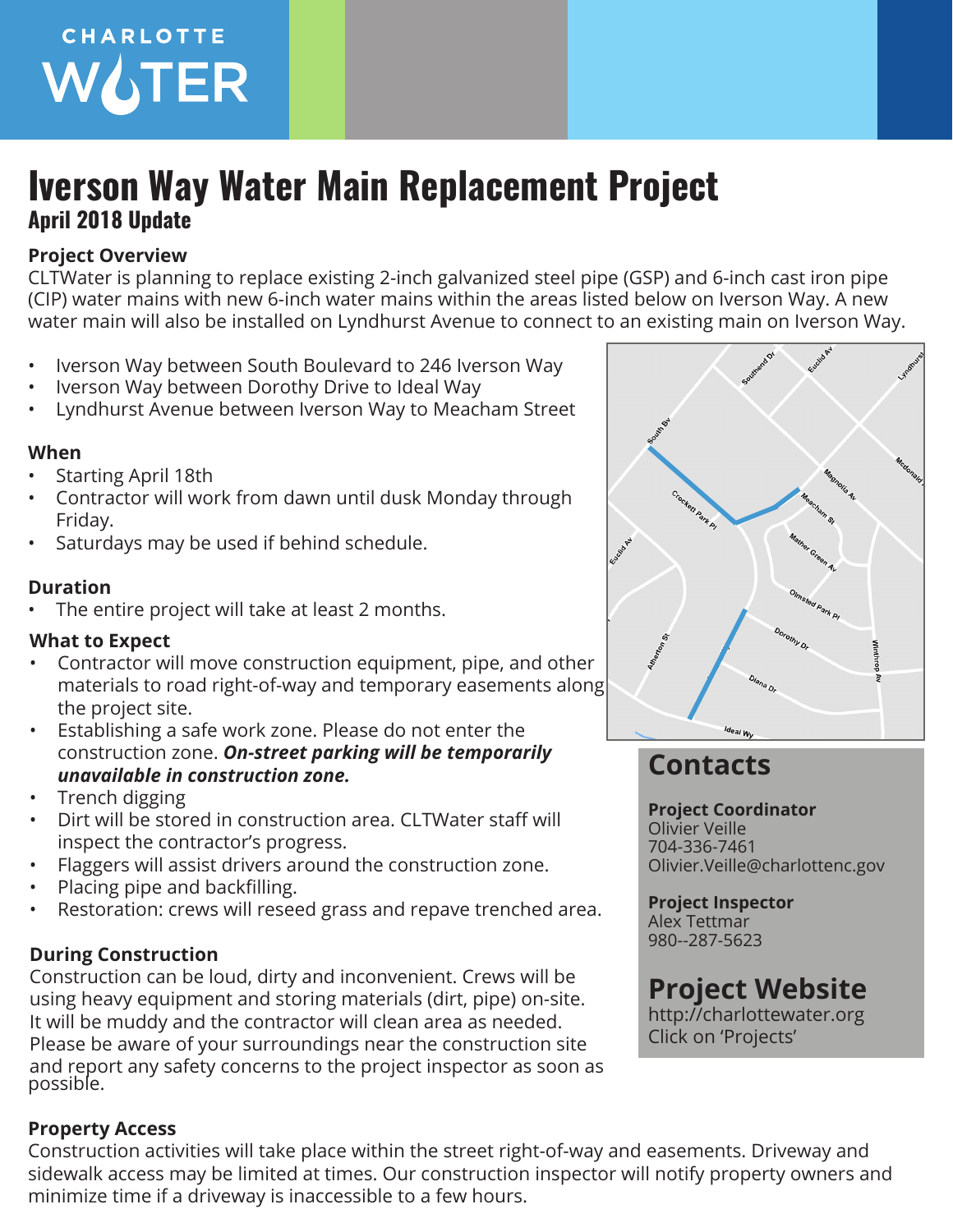CHARLOTTE WATER

# Iverson Way Water Main Replacement Project

## April 2018 Update

### Project Overview

CLTWater is planning to replace existing 2-inch galvanized steel pipe (GSP) and 6-inch cast iron pipe (CIP) water mains with new 6-inch water mains within the areas listed below on Iverson Way. A new water main will also be installed on Lyndhurst Avenue to connect to an existing main on Iverson Way.

- Iverson Way between South Boulevard to 246 Iverson Way
- Iverson Way between Dorothy Drive to Ideal Way
- Lyndhurst Avenue between Iverson Way to Meacham Street

### When

- Starting April 18th
- Contractor will work from dawn until dusk Monday through Friday.
- Saturdays may be used if behind schedule.

### Duration

- The entire project will take at least 2 months.

### What to Expect

- Contractor will move construction equipment, pipe, and other materials to road right-of-way and temporary easements along the project site.
- Establishing a safe work zone. Please do not enter the construction zone. ***On-street parking will be temporarily unavailable in construction zone.***
- Trench digging
- Dirt will be stored in construction area. CLTWater staff will inspect the contractor's progress.
- Flaggers will assist drivers around the construction zone.
- Placing pipe and backfilling.
- Restoration: crews will reseed grass and repave trenched area.

### During Construction

Construction can be loud, dirty and inconvenient. Crews will be using heavy equipment and storing materials (dirt, pipe) on-site. It will be muddy and the contractor will clean area as needed. Please be aware of your surroundings near the construction site and report any safety concerns to the project inspector as soon as possible.

### Property Access

Construction activities will take place within the street right-of-way and easements. Driveway and sidewalk access may be limited at times. Our construction inspector will notify property owners and minimize time if a driveway is inaccessible to a few hours.

## Contacts

**Project Coordinator**
Olivier Veille
704-336-7461
Olivier.Veille@charlottenc.gov

**Project Inspector**
Alex Tettmar
980--287-5623

## Project Website

http://charlottewater.org
Click on 'Projects'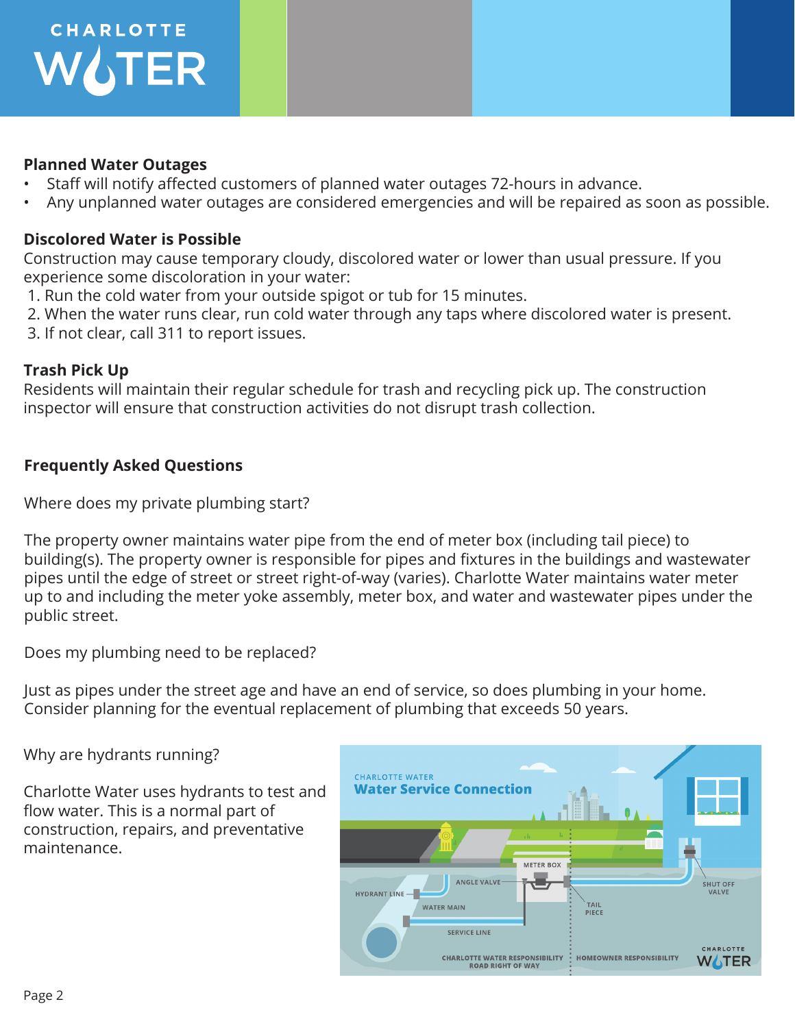**Planned Water Outages**

- Staff will notify affected customers of planned water outages 72-hours in advance.
- Any unplanned water outages are considered emergencies and will be repaired as soon as possible.

**Discolored Water is Possible**

Construction may cause temporary cloudy, discolored water or lower than usual pressure. If you experience some discoloration in your water:

1. Run the cold water from your outside spigot or tub for 15 minutes.
2. When the water runs clear, run cold water through any taps where discolored water is present.
3. If not clear, call 311 to report issues.

**Trash Pick Up**

Residents will maintain their regular schedule for trash and recycling pick up. The construction inspector will ensure that construction activities do not disrupt trash collection.

## Frequently Asked Questions

Where does my private plumbing start?

The property owner maintains water pipe from the end of meter box (including tail piece) to building(s). The property owner is responsible for pipes and fixtures in the buildings and wastewater pipes until the edge of street or street right-of-way (varies). Charlotte Water maintains water meter up to and including the meter yoke assembly, meter box, and water and wastewater pipes under the public street.

Does my plumbing need to be replaced?

Just as pipes under the street age and have an end of service, so does plumbing in your home. Consider planning for the eventual replacement of plumbing that exceeds 50 years.

Why are hydrants running?

Charlotte Water uses hydrants to test and flow water. This is a normal part of construction, repairs, and preventative maintenance.

CHARLOTTE WATER
Water Service Connection

METER BOX
ANGLE VALVE
HYDRANT LINE
WATER MAIN
SERVICE LINE
TAIL PIECE
SHUT OFF VALVE
CHARLOTTE WATER RESPONSIBILITY
ROAD RIGHT OF WAY
HOMEOWNER RESPONSIBILITY